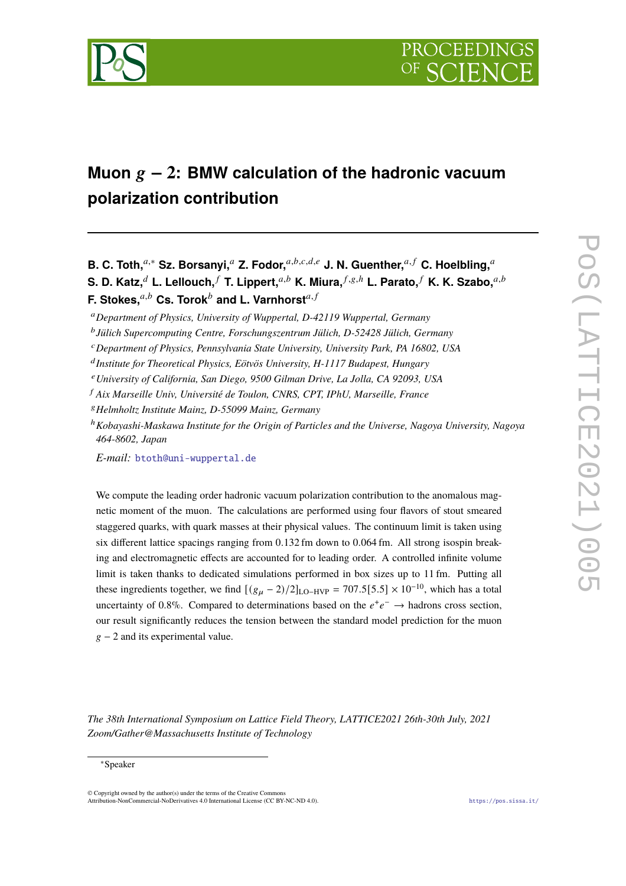# Muon $g-2$: BMW calculation of the hadronic vacuum polarization contribution

**B. C. Toth,**[a,*] **Sz. Borsanyi,**[a] **Z. Fodor,**[a,b,c,d,e] **J. N. Guenther,**[a,f] **C. Hoelbling,**[a] **S. D. Katz,**[d] **L. Lellouch,**[f] **T. Lippert,**[a,b] **K. Miura,**[f,g,h] **L. Parato,**[f] **K. K. Szabo,**[a,b] **F. Stokes,**[a,b] **Cs. Torok**[b] **and L. Varnhorst**[a,f]

[a] *Department of Physics, University of Wuppertal, D-42119 Wuppertal, Germany*
[b] *Jülich Supercomputing Centre, Forschungszentrum Jülich, D-52428 Jülich, Germany*
[c] *Department of Physics, Pennsylvania State University, University Park, PA 16802, USA*
[d] *Institute for Theoretical Physics, Eötvös University, H-1117 Budapest, Hungary*
[e] *University of California, San Diego, 9500 Gilman Drive, La Jolla, CA 92093, USA*
[f] *Aix Marseille Univ, Université de Toulon, CNRS, CPT, IPhU, Marseille, France*
[g] *Helmholtz Institute Mainz, D-55099 Mainz, Germany*
[h] *Kobayashi-Maskawa Institute for the Origin of Particles and the Universe, Nagoya University, Nagoya 464-8602, Japan*

*E-mail:* btoth@uni-wuppertal.de

We compute the leading order hadronic vacuum polarization contribution to the anomalous magnetic moment of the muon. The calculations are performed using four flavors of stout smeared staggered quarks, with quark masses at their physical values. The continuum limit is taken using six different lattice spacings ranging from 0.132 fm down to 0.064 fm. All strong isospin breaking and electromagnetic effects are accounted for to leading order. A controlled infinite volume limit is taken thanks to dedicated simulations performed in box sizes up to 11 fm. Putting all these ingredients together, we find $[(g_\mu - 2)/2]_{\text{LO-HVP}} = 707.5[5.5] \times 10^{-10}$, which has a total uncertainty of 0.8%. Compared to determinations based on the $e^+e^- \to$ hadrons cross section, our result significantly reduces the tension between the standard model prediction for the muon $g-2$ and its experimental value.

*The 38th International Symposium on Lattice Field Theory, LATTICE2021 26th-30th July, 2021 Zoom/Gather@Massachusetts Institute of Technology*

[*] Speaker

© Copyright owned by the author(s) under the terms of the Creative Commons Attribution-NonCommercial-NoDerivatives 4.0 International License (CC BY-NC-ND 4.0).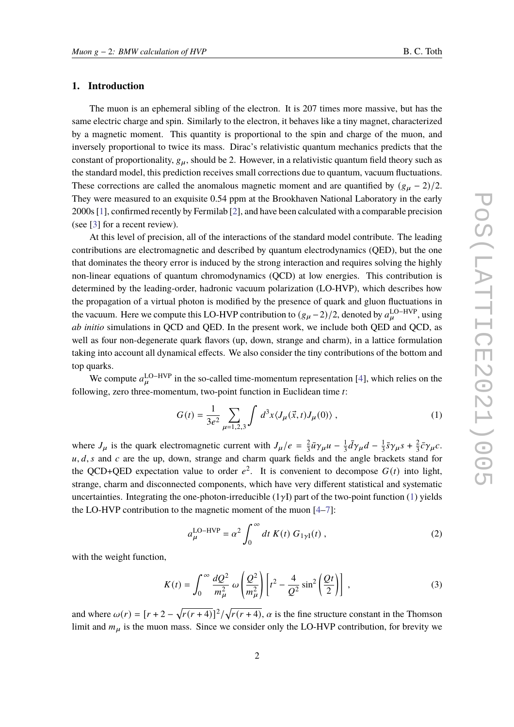## 1. Introduction

The muon is an ephemeral sibling of the electron. It is 207 times more massive, but has the same electric charge and spin. Similarly to the electron, it behaves like a tiny magnet, characterized by a magnetic moment. This quantity is proportional to the spin and charge of the muon, and inversely proportional to twice its mass. Dirac's relativistic quantum mechanics predicts that the constant of proportionality, $g_\mu$, should be 2. However, in a relativistic quantum field theory such as the standard model, this prediction receives small corrections due to quantum, vacuum fluctuations. These corrections are called the anomalous magnetic moment and are quantified by $(g_\mu - 2)/2$. They were measured to an exquisite 0.54 ppm at the Brookhaven National Laboratory in the early 2000s [1], confirmed recently by Fermilab [2], and have been calculated with a comparable precision (see [3] for a recent review).

At this level of precision, all of the interactions of the standard model contribute. The leading contributions are electromagnetic and described by quantum electrodynamics (QED), but the one that dominates the theory error is induced by the strong interaction and requires solving the highly non-linear equations of quantum chromodynamics (QCD) at low energies. This contribution is determined by the leading-order, hadronic vacuum polarization (LO-HVP), which describes how the propagation of a virtual photon is modified by the presence of quark and gluon fluctuations in the vacuum. Here we compute this LO-HVP contribution to $(g_\mu - 2)/2$, denoted by $a_\mu^{\text{LO-HVP}}$, using *ab initio* simulations in QCD and QED. In the present work, we include both QED and QCD, as well as four non-degenerate quark flavors (up, down, strange and charm), in a lattice formulation taking into account all dynamical effects. We also consider the tiny contributions of the bottom and top quarks.

We compute $a_\mu^{\text{LO-HVP}}$ in the so-called time-momentum representation [4], which relies on the following, zero three-momentum, two-point function in Euclidean time $t$:

$$G(t) = \frac{1}{3e^2} \sum_{\mu=1,2,3} \int d^3x \langle J_\mu(\vec{x}, t) J_\mu(0) \rangle \,, \tag{1}$$

where $J_\mu$ is the quark electromagnetic current with $J_\mu/e = \frac{2}{3}\bar{u}\gamma_\mu u - \frac{1}{3}\bar{d}\gamma_\mu d - \frac{1}{3}\bar{s}\gamma_\mu s + \frac{2}{3}\bar{c}\gamma_\mu c$. $u, d, s$ and $c$ are the up, down, strange and charm quark fields and the angle brackets stand for the QCD+QED expectation value to order $e^2$. It is convenient to decompose $G(t)$ into light, strange, charm and disconnected components, which have very different statistical and systematic uncertainties. Integrating the one-photon-irreducible ($1\gamma$I) part of the two-point function (1) yields the LO-HVP contribution to the magnetic moment of the muon [4–7]:

$$a_\mu^{\text{LO-HVP}} = \alpha^2 \int_0^\infty dt\; K(t)\; G_{1\gamma\text{I}}(t) \,, \tag{2}$$

with the weight function,

$$K(t) = \int_0^\infty \frac{dQ^2}{m_\mu^2}\, \omega\left(\frac{Q^2}{m_\mu^2}\right) \left[t^2 - \frac{4}{Q^2}\sin^2\left(\frac{Qt}{2}\right)\right] \,, \tag{3}$$

and where $\omega(r) = [r + 2 - \sqrt{r(r+4)}]^2/\sqrt{r(r+4)}$, $\alpha$ is the fine structure constant in the Thomson limit and $m_\mu$ is the muon mass. Since we consider only the LO-HVP contribution, for brevity we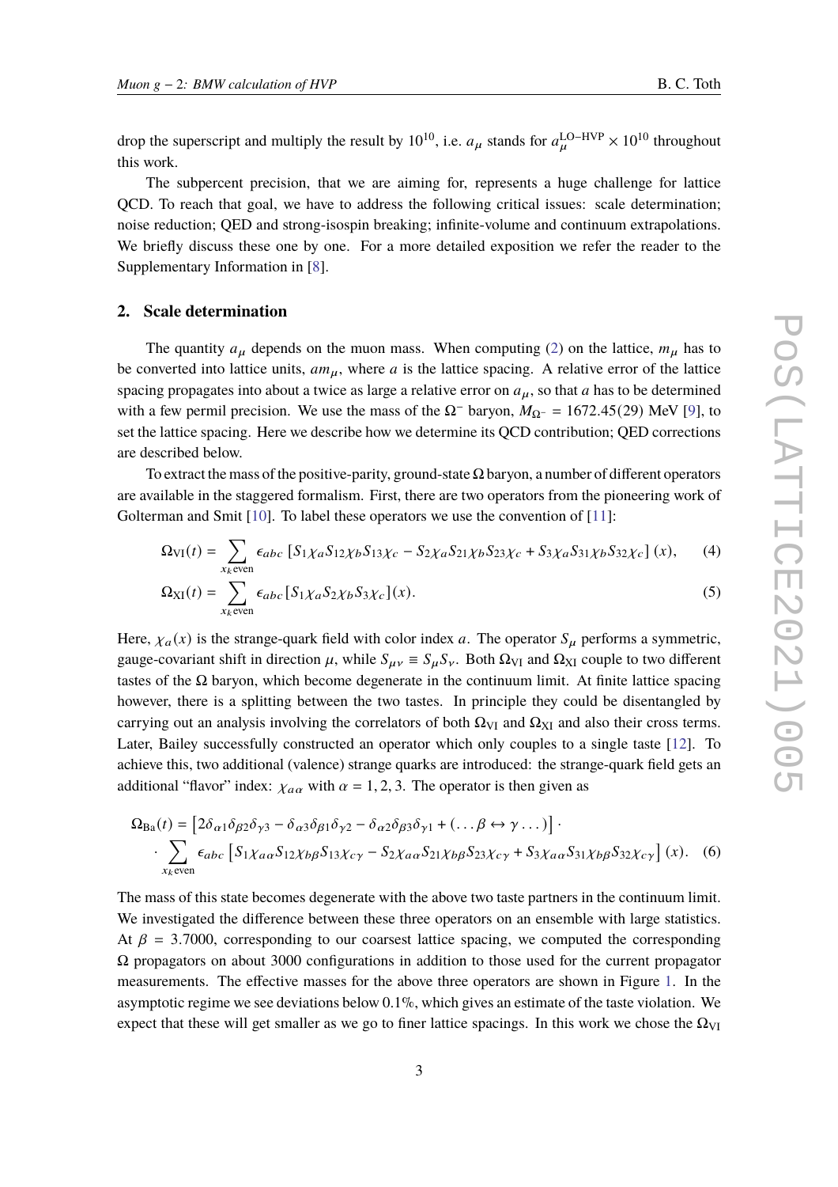drop the superscript and multiply the result by $10^{10}$, i.e. $a_\mu$ stands for $a_\mu^{\rm LO-HVP} \times 10^{10}$ throughout this work.

The subpercent precision, that we are aiming for, represents a huge challenge for lattice QCD. To reach that goal, we have to address the following critical issues: scale determination; noise reduction; QED and strong-isospin breaking; infinite-volume and continuum extrapolations. We briefly discuss these one by one. For a more detailed exposition we refer the reader to the Supplementary Information in [8].

## 2. Scale determination

The quantity $a_\mu$ depends on the muon mass. When computing (2) on the lattice, $m_\mu$ has to be converted into lattice units, $am_\mu$, where $a$ is the lattice spacing. A relative error of the lattice spacing propagates into about a twice as large a relative error on $a_\mu$, so that $a$ has to be determined with a few permil precision. We use the mass of the $\Omega^-$ baryon, $M_{\Omega^-} = 1672.45(29)$ MeV [9], to set the lattice spacing. Here we describe how we determine its QCD contribution; QED corrections are described below.

To extract the mass of the positive-parity, ground-state $\Omega$ baryon, a number of different operators are available in the staggered formalism. First, there are two operators from the pioneering work of Golterman and Smit [10]. To label these operators we use the convention of [11]:

$$\Omega_{\rm VI}(t) = \sum_{x_k \text{even}} \epsilon_{abc} \left[ S_1\chi_a S_{12}\chi_b S_{13}\chi_c - S_2\chi_a S_{21}\chi_b S_{23}\chi_c + S_3\chi_a S_{31}\chi_b S_{32}\chi_c \right](x), \quad (4)$$

$$\Omega_{\rm XI}(t) = \sum_{x_k \text{even}} \epsilon_{abc} \left[ S_1\chi_a S_2\chi_b S_3\chi_c \right](x). \quad (5)$$

Here, $\chi_a(x)$ is the strange-quark field with color index $a$. The operator $S_\mu$ performs a symmetric, gauge-covariant shift in direction $\mu$, while $S_{\mu\nu} \equiv S_\mu S_\nu$. Both $\Omega_{\rm VI}$ and $\Omega_{\rm XI}$ couple to two different tastes of the $\Omega$ baryon, which become degenerate in the continuum limit. At finite lattice spacing however, there is a splitting between the two tastes. In principle they could be disentangled by carrying out an analysis involving the correlators of both $\Omega_{\rm VI}$ and $\Omega_{\rm XI}$ and also their cross terms. Later, Bailey successfully constructed an operator which only couples to a single taste [12]. To achieve this, two additional (valence) strange quarks are introduced: the strange-quark field gets an additional "flavor" index: $\chi_{a\alpha}$ with $\alpha = 1, 2, 3$. The operator is then given as

$$\begin{aligned} \Omega_{\rm Ba}(t) = &\left[ 2\delta_{\alpha 1}\delta_{\beta 2}\delta_{\gamma 3} - \delta_{\alpha 3}\delta_{\beta 1}\delta_{\gamma 2} - \delta_{\alpha 2}\delta_{\beta 3}\delta_{\gamma 1} + (\ldots \beta \leftrightarrow \gamma \ldots) \right] \cdot \\ &\cdot \sum_{x_k \text{even}} \epsilon_{abc} \left[ S_1\chi_{a\alpha} S_{12}\chi_{b\beta} S_{13}\chi_{c\gamma} - S_2\chi_{a\alpha} S_{21}\chi_{b\beta} S_{23}\chi_{c\gamma} + S_3\chi_{a\alpha} S_{31}\chi_{b\beta} S_{32}\chi_{c\gamma} \right](x). \end{aligned} \quad (6)$$

The mass of this state becomes degenerate with the above two taste partners in the continuum limit. We investigated the difference between these three operators on an ensemble with large statistics. At $\beta = 3.7000$, corresponding to our coarsest lattice spacing, we computed the corresponding $\Omega$ propagators on about 3000 configurations in addition to those used for the current propagator measurements. The effective masses for the above three operators are shown in Figure 1. In the asymptotic regime we see deviations below 0.1‰, which gives an estimate of the taste violation. We expect that these will get smaller as we go to finer lattice spacings. In this work we chose the $\Omega_{\rm VI}$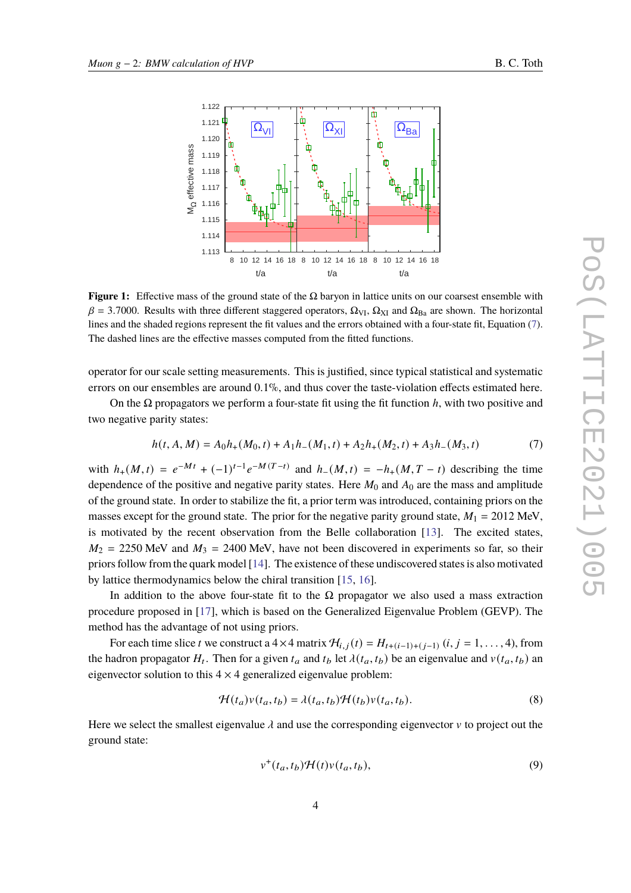**Figure 1:** Effective mass of the ground state of the $\Omega$ baryon in lattice units on our coarsest ensemble with $\beta = 3.7000$. Results with three different staggered operators, $\Omega_{\rm VI}$, $\Omega_{\rm XI}$ and $\Omega_{\rm Ba}$ are shown. The horizontal lines and the shaded regions represent the fit values and the errors obtained with a four-state fit, Equation (7). The dashed lines are the effective masses computed from the fitted functions.

operator for our scale setting measurements. This is justified, since typical statistical and systematic errors on our ensembles are around 0.1%, and thus cover the taste-violation effects estimated here.

On the $\Omega$ propagators we perform a four-state fit using the fit function $h$, with two positive and two negative parity states:

$$h(t, A, M) = A_0 h_+(M_0, t) + A_1 h_-(M_1, t) + A_2 h_+(M_2, t) + A_3 h_-(M_3, t) \tag{7}$$

with $h_+(M, t) = e^{-Mt} + (-1)^{t-1} e^{-M(T-t)}$ and $h_-(M, t) = -h_+(M, T - t)$ describing the time dependence of the positive and negative parity states. Here $M_0$ and $A_0$ are the mass and amplitude of the ground state. In order to stabilize the fit, a prior term was introduced, containing priors on the masses except for the ground state. The prior for the negative parity ground state, $M_1 = 2012$ MeV, is motivated by the recent observation from the Belle collaboration [13]. The excited states, $M_2 = 2250$ MeV and $M_3 = 2400$ MeV, have not been discovered in experiments so far, so their priors follow from the quark model [14]. The existence of these undiscovered states is also motivated by lattice thermodynamics below the chiral transition [15, 16].

In addition to the above four-state fit to the $\Omega$ propagator we also used a mass extraction procedure proposed in [17], which is based on the Generalized Eigenvalue Problem (GEVP). The method has the advantage of not using priors.

For each time slice $t$ we construct a $4 \times 4$ matrix $\mathcal{H}_{i,j}(t) = H_{t+(i-1)+(j-1)}$ $(i, j = 1, \ldots, 4)$, from the hadron propagator $H_t$. Then for a given $t_a$ and $t_b$ let $\lambda(t_a, t_b)$ be an eigenvalue and $v(t_a, t_b)$ an eigenvector solution to this $4 \times 4$ generalized eigenvalue problem:

$$\mathcal{H}(t_a) v(t_a, t_b) = \lambda(t_a, t_b) \mathcal{H}(t_b) v(t_a, t_b). \tag{8}$$

Here we select the smallest eigenvalue $\lambda$ and use the corresponding eigenvector $v$ to project out the ground state:

$$v^+(t_a, t_b) \mathcal{H}(t) v(t_a, t_b), \tag{9}$$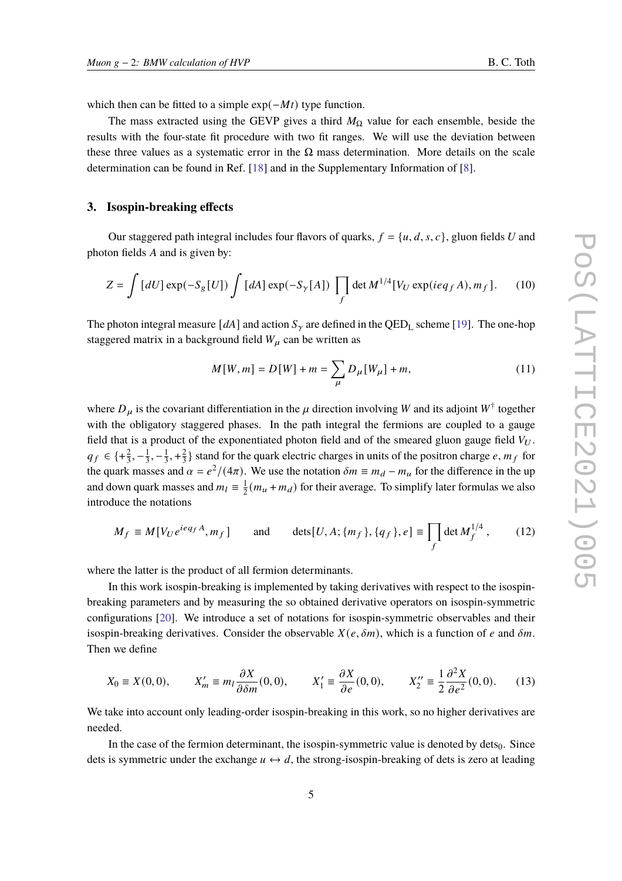which then can be fitted to a simple $\exp(-Mt)$ type function.

The mass extracted using the GEVP gives a third $M_\Omega$ value for each ensemble, beside the results with the four-state fit procedure with two fit ranges. We will use the deviation between these three values as a systematic error in the $\Omega$ mass determination. More details on the scale determination can be found in Ref. [18] and in the Supplementary Information of [8].

## 3. Isospin-breaking effects

Our staggered path integral includes four flavors of quarks, $f = \{u, d, s, c\}$, gluon fields $U$ and photon fields $A$ and is given by:

$$Z = \int [dU] \exp(-S_g[U]) \int [dA] \exp(-S_\gamma[A]) \prod_f \det M^{1/4}[V_U \exp(ieq_f A), m_f]. \tag{10}$$

The photon integral measure $[dA]$ and action $S_\gamma$ are defined in the $\mathrm{QED_L}$ scheme [19]. The one-hop staggered matrix in a background field $W_\mu$ can be written as

$$M[W, m] = D[W] + m = \sum_\mu D_\mu[W_\mu] + m, \tag{11}$$

where $D_\mu$ is the covariant differentiation in the $\mu$ direction involving $W$ and its adjoint $W^\dagger$ together with the obligatory staggered phases. In the path integral the fermions are coupled to a gauge field that is a product of the exponentiated photon field and of the smeared gluon gauge field $V_U$. $q_f \in \{+\frac{2}{3}, -\frac{1}{3}, -\frac{1}{3}, +\frac{2}{3}\}$ stand for the quark electric charges in units of the positron charge $e$, $m_f$ for the quark masses and $\alpha = e^2/(4\pi)$. We use the notation $\delta m \equiv m_d - m_u$ for the difference in the up and down quark masses and $m_l \equiv \frac{1}{2}(m_u + m_d)$ for their average. To simplify later formulas we also introduce the notations

$$M_f \equiv M[V_U e^{ieq_f A}, m_f] \qquad \text{and} \qquad \mathrm{dets}[U, A; \{m_f\}, \{q_f\}, e] \equiv \prod_f \det M_f^{1/4}, \tag{12}$$

where the latter is the product of all fermion determinants.

In this work isospin-breaking is implemented by taking derivatives with respect to the isospin-breaking parameters and by measuring the so obtained derivative operators on isospin-symmetric configurations [20]. We introduce a set of notations for isospin-symmetric observables and their isospin-breaking derivatives. Consider the observable $X(e, \delta m)$, which is a function of $e$ and $\delta m$. Then we define

$$X_0 \equiv X(0,0), \qquad X'_m \equiv m_l \frac{\partial X}{\partial \delta m}(0,0), \qquad X'_1 \equiv \frac{\partial X}{\partial e}(0,0), \qquad X''_2 \equiv \frac{1}{2}\frac{\partial^2 X}{\partial e^2}(0,0). \tag{13}$$

We take into account only leading-order isospin-breaking in this work, so no higher derivatives are needed.

In the case of the fermion determinant, the isospin-symmetric value is denoted by $\mathrm{dets}_0$. Since dets is symmetric under the exchange $u \leftrightarrow d$, the strong-isospin-breaking of dets is zero at leading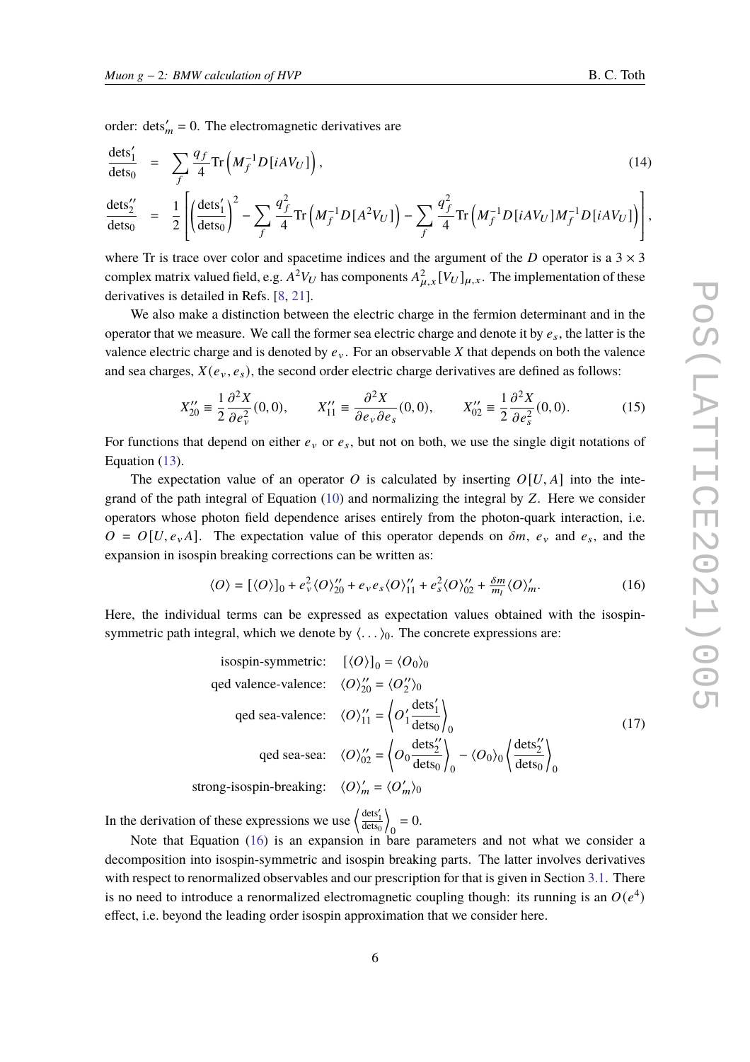order: $\text{dets}'_m = 0$. The electromagnetic derivatives are

$$
\begin{aligned}
\frac{\text{dets}'_1}{\text{dets}_0} &= \sum_f \frac{q_f}{4} \text{Tr}\left( M_f^{-1} D[iAV_U] \right), \\
\frac{\text{dets}''_2}{\text{dets}_0} &= \frac{1}{2}\left[ \left(\frac{\text{dets}'_1}{\text{dets}_0}\right)^2 - \sum_f \frac{q_f^2}{4} \text{Tr}\left( M_f^{-1} D[A^2 V_U] \right) - \sum_f \frac{q_f^2}{4} \text{Tr}\left( M_f^{-1} D[iAV_U] M_f^{-1} D[iAV_U] \right) \right],
\end{aligned}
\tag{14}
$$

where Tr is trace over color and spacetime indices and the argument of the $D$ operator is a $3 \times 3$ complex matrix valued field, e.g. $A^2 V_U$ has components $A^2_{\mu,x} [V_U]_{\mu,x}$. The implementation of these derivatives is detailed in Refs. [8, 21].

We also make a distinction between the electric charge in the fermion determinant and in the operator that we measure. We call the former sea electric charge and denote it by $e_s$, the latter is the valence electric charge and is denoted by $e_v$. For an observable $X$ that depends on both the valence and sea charges, $X(e_v, e_s)$, the second order electric charge derivatives are defined as follows:

$$
X''_{20} \equiv \frac{1}{2}\frac{\partial^2 X}{\partial e_v^2}(0,0), \qquad X''_{11} \equiv \frac{\partial^2 X}{\partial e_v \partial e_s}(0,0), \qquad X''_{02} \equiv \frac{1}{2}\frac{\partial^2 X}{\partial e_s^2}(0,0). \tag{15}
$$

For functions that depend on either $e_v$ or $e_s$, but not on both, we use the single digit notations of Equation (13).

The expectation value of an operator $O$ is calculated by inserting $O[U, A]$ into the integrand of the path integral of Equation (10) and normalizing the integral by $Z$. Here we consider operators whose photon field dependence arises entirely from the photon-quark interaction, i.e. $O = O[U, e_v A]$. The expectation value of this operator depends on $\delta m$, $e_v$ and $e_s$, and the expansion in isospin breaking corrections can be written as:

$$
\langle O \rangle = [\langle O \rangle]_0 + e_v^2 \langle O \rangle''_{20} + e_v e_s \langle O \rangle''_{11} + e_s^2 \langle O \rangle''_{02} + \tfrac{\delta m}{m_l} \langle O \rangle'_m. \tag{16}
$$

Here, the individual terms can be expressed as expectation values obtained with the isospin-symmetric path integral, which we denote by $\langle \ldots \rangle_0$. The concrete expressions are:

$$
\begin{aligned}
\text{isospin-symmetric:} \quad & [\langle O \rangle]_0 = \langle O_0 \rangle_0 \\
\text{qed valence-valence:} \quad & \langle O \rangle''_{20} = \langle O''_2 \rangle_0 \\
\text{qed sea-valence:} \quad & \langle O \rangle''_{11} = \left\langle O'_1 \frac{\text{dets}'_1}{\text{dets}_0} \right\rangle_0 \\
\text{qed sea-sea:} \quad & \langle O \rangle''_{02} = \left\langle O_0 \frac{\text{dets}''_2}{\text{dets}_0} \right\rangle_0 - \langle O_0 \rangle_0 \left\langle \frac{\text{dets}''_2}{\text{dets}_0} \right\rangle_0 \\
\text{strong-isospin-breaking:} \quad & \langle O \rangle'_m = \langle O'_m \rangle_0
\end{aligned}
\tag{17}
$$

In the derivation of these expressions we use $\left\langle \frac{\text{dets}'_1}{\text{dets}_0} \right\rangle_0 = 0$.

Note that Equation (16) is an expansion in bare parameters and not what we consider a decomposition into isospin-symmetric and isospin breaking parts. The latter involves derivatives with respect to renormalized observables and our prescription for that is given in Section 3.1. There is no need to introduce a renormalized electromagnetic coupling though: its running is an $O(e^4)$ effect, i.e. beyond the leading order isospin approximation that we consider here.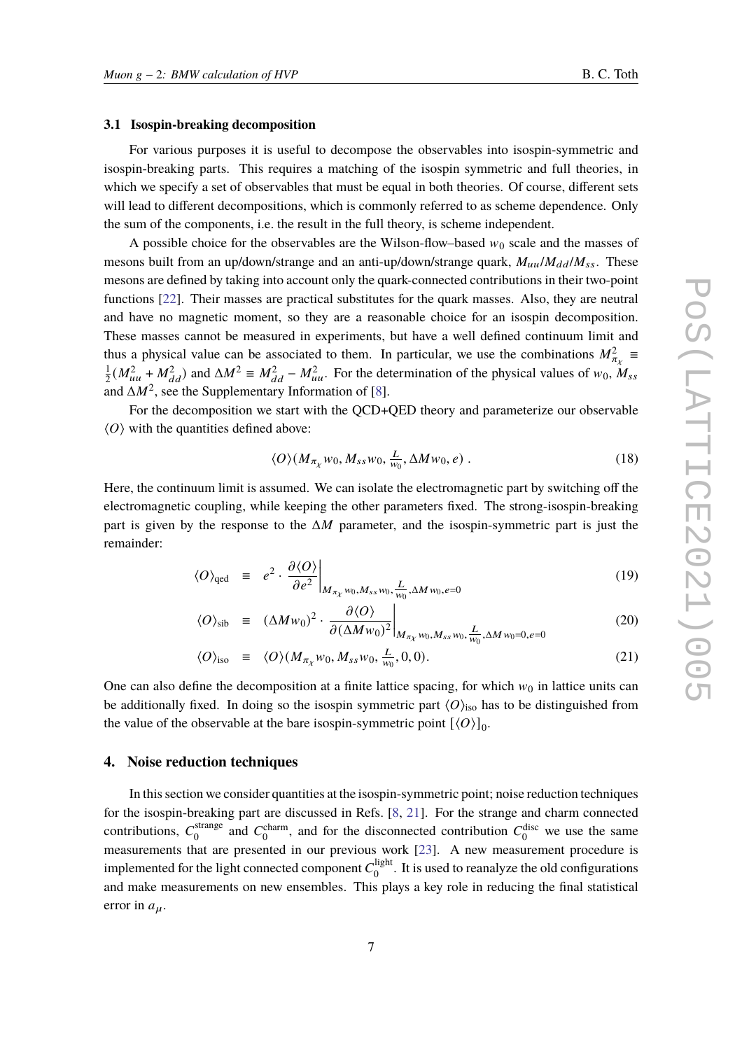### 3.1 Isospin-breaking decomposition

For various purposes it is useful to decompose the observables into isospin-symmetric and isospin-breaking parts. This requires a matching of the isospin symmetric and full theories, in which we specify a set of observables that must be equal in both theories. Of course, different sets will lead to different decompositions, which is commonly referred to as scheme dependence. Only the sum of the components, i.e. the result in the full theory, is scheme independent.

A possible choice for the observables are the Wilson-flow–based $w_0$ scale and the masses of mesons built from an up/down/strange and an anti-up/down/strange quark, $M_{uu}/M_{dd}/M_{ss}$. These mesons are defined by taking into account only the quark-connected contributions in their two-point functions [22]. Their masses are practical substitutes for the quark masses. Also, they are neutral and have no magnetic moment, so they are a reasonable choice for an isospin decomposition. These masses cannot be measured in experiments, but have a well defined continuum limit and thus a physical value can be associated to them. In particular, we use the combinations $M_{\pi_\chi}^2 \equiv \frac{1}{2}(M_{uu}^2 + M_{dd}^2)$ and $\Delta M^2 \equiv M_{dd}^2 - M_{uu}^2$. For the determination of the physical values of $w_0$, $M_{ss}$ and $\Delta M^2$, see the Supplementary Information of [8].

For the decomposition we start with the QCD+QED theory and parameterize our observable $\langle O \rangle$ with the quantities defined above:

$$\langle O \rangle (M_{\pi_\chi} w_0, M_{ss} w_0, \tfrac{L}{w_0}, \Delta M w_0, e) \ . \tag{18}$$

Here, the continuum limit is assumed. We can isolate the electromagnetic part by switching off the electromagnetic coupling, while keeping the other parameters fixed. The strong-isospin-breaking part is given by the response to the $\Delta M$ parameter, and the isospin-symmetric part is just the remainder:

$$\langle O \rangle_{\mathrm{qed}} \equiv e^2 \cdot \left. \frac{\partial \langle O \rangle}{\partial e^2} \right|_{M_{\pi_\chi} w_0, M_{ss} w_0, \frac{L}{w_0}, \Delta M w_0, e=0} \tag{19}$$

$$\langle O \rangle_{\mathrm{sib}} \equiv (\Delta M w_0)^2 \cdot \left. \frac{\partial \langle O \rangle}{\partial (\Delta M w_0)^2} \right|_{M_{\pi_\chi} w_0, M_{ss} w_0, \frac{L}{w_0}, \Delta M w_0 = 0, e=0} \tag{20}$$

$$\langle O \rangle_{\mathrm{iso}} \equiv \langle O \rangle (M_{\pi_\chi} w_0, M_{ss} w_0, \tfrac{L}{w_0}, 0, 0). \tag{21}$$

One can also define the decomposition at a finite lattice spacing, for which $w_0$ in lattice units can be additionally fixed. In doing so the isospin symmetric part $\langle O \rangle_{\mathrm{iso}}$ has to be distinguished from the value of the observable at the bare isospin-symmetric point $[\langle O \rangle]_0$.

## 4. Noise reduction techniques

In this section we consider quantities at the isospin-symmetric point; noise reduction techniques for the isospin-breaking part are discussed in Refs. [8, 21]. For the strange and charm connected contributions, $C_0^{\mathrm{strange}}$ and $C_0^{\mathrm{charm}}$, and for the disconnected contribution $C_0^{\mathrm{disc}}$ we use the same measurements that are presented in our previous work [23]. A new measurement procedure is implemented for the light connected component $C_0^{\mathrm{light}}$. It is used to reanalyze the old configurations and make measurements on new ensembles. This plays a key role in reducing the final statistical error in $a_\mu$.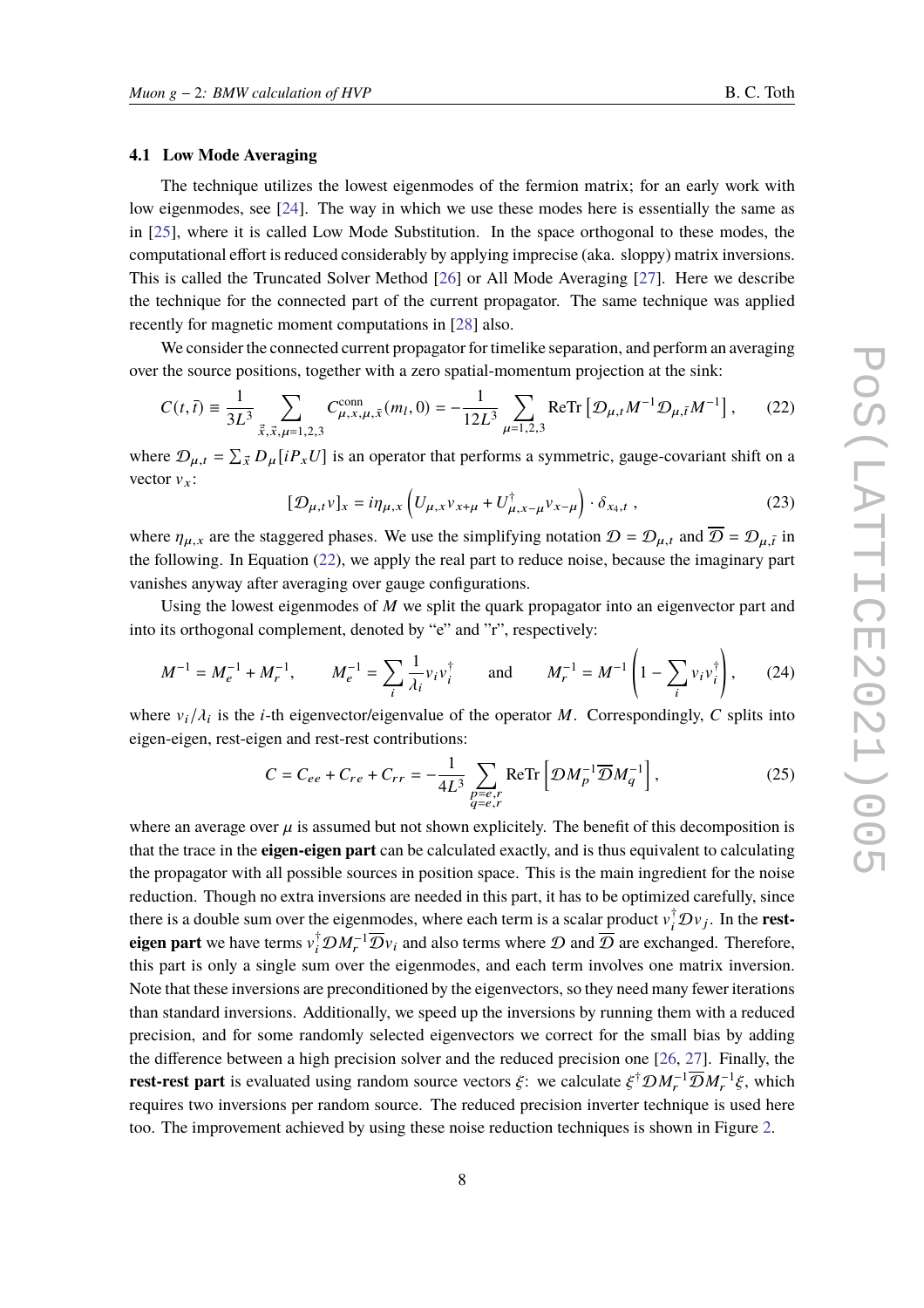### 4.1 Low Mode Averaging

The technique utilizes the lowest eigenmodes of the fermion matrix; for an early work with low eigenmodes, see [24]. The way in which we use these modes here is essentially the same as in [25], where it is called Low Mode Substitution. In the space orthogonal to these modes, the computational effort is reduced considerably by applying imprecise (aka. sloppy) matrix inversions. This is called the Truncated Solver Method [26] or All Mode Averaging [27]. Here we describe the technique for the connected part of the current propagator. The same technique was applied recently for magnetic moment computations in [28] also.

We consider the connected current propagator for timelike separation, and perform an averaging over the source positions, together with a zero spatial-momentum projection at the sink:

$$C(t,\bar{t}) \equiv \frac{1}{3L^3} \sum_{\vec{x},\bar{\vec{x}},\mu=1,2,3} C^{\text{conn}}_{\mu,x,\mu,\bar{x}}(m_l,0) = -\frac{1}{12L^3} \sum_{\mu=1,2,3} \text{ReTr}\left[\mathcal{D}_{\mu,t} M^{-1} \mathcal{D}_{\mu,\bar{t}} M^{-1}\right], \tag{22}$$

where $\mathcal{D}_{\mu,t} = \sum_{\vec{x}} D_\mu[iP_x U]$ is an operator that performs a symmetric, gauge-covariant shift on a vector $v_x$:

$$[\mathcal{D}_{\mu,t} v]_x = i\eta_{\mu,x}\left(U_{\mu,x} v_{x+\mu} + U^\dagger_{\mu,x-\mu} v_{x-\mu}\right) \cdot \delta_{x_4,t}\ , \tag{23}$$

where $\eta_{\mu,x}$ are the staggered phases. We use the simplifying notation $\mathcal{D} = \mathcal{D}_{\mu,t}$ and $\overline{\mathcal{D}} = \mathcal{D}_{\mu,\bar{t}}$ in the following. In Equation (22), we apply the real part to reduce noise, because the imaginary part vanishes anyway after averaging over gauge configurations.

Using the lowest eigenmodes of $M$ we split the quark propagator into an eigenvector part and into its orthogonal complement, denoted by "e" and "r", respectively:

$$M^{-1} = M_e^{-1} + M_r^{-1}, \qquad M_e^{-1} = \sum_i \frac{1}{\lambda_i} v_i v_i^\dagger \qquad \text{and} \qquad M_r^{-1} = M^{-1}\left(1 - \sum_i v_i v_i^\dagger\right), \tag{24}$$

where $v_i/\lambda_i$ is the $i$-th eigenvector/eigenvalue of the operator $M$. Correspondingly, $C$ splits into eigen-eigen, rest-eigen and rest-rest contributions:

$$C = C_{ee} + C_{re} + C_{rr} = -\frac{1}{4L^3} \sum_{\substack{p=e,r\\ q=e,r}} \text{ReTr}\left[\mathcal{D} M_p^{-1} \overline{\mathcal{D}} M_q^{-1}\right], \tag{25}$$

where an average over $\mu$ is assumed but not shown explicitely. The benefit of this decomposition is that the trace in the **eigen-eigen part** can be calculated exactly, and is thus equivalent to calculating the propagator with all possible sources in position space. This is the main ingredient for the noise reduction. Though no extra inversions are needed in this part, it has to be optimized carefully, since there is a double sum over the eigenmodes, where each term is a scalar product $v_i^\dagger \mathcal{D} v_j$. In the **rest-eigen part** we have terms $v_i^\dagger \mathcal{D} M_r^{-1} \overline{\mathcal{D}} v_i$ and also terms where $\mathcal{D}$ and $\overline{\mathcal{D}}$ are exchanged. Therefore, this part is only a single sum over the eigenmodes, and each term involves one matrix inversion. Note that these inversions are preconditioned by the eigenvectors, so they need many fewer iterations than standard inversions. Additionally, we speed up the inversions by running them with a reduced precision, and for some randomly selected eigenvectors we correct for the small bias by adding the difference between a high precision solver and the reduced precision one [26, 27]. Finally, the **rest-rest part** is evaluated using random source vectors $\xi$: we calculate $\xi^\dagger \mathcal{D} M_r^{-1} \overline{\mathcal{D}} M_r^{-1} \xi$, which requires two inversions per random source. The reduced precision inverter technique is used here too. The improvement achieved by using these noise reduction techniques is shown in Figure 2.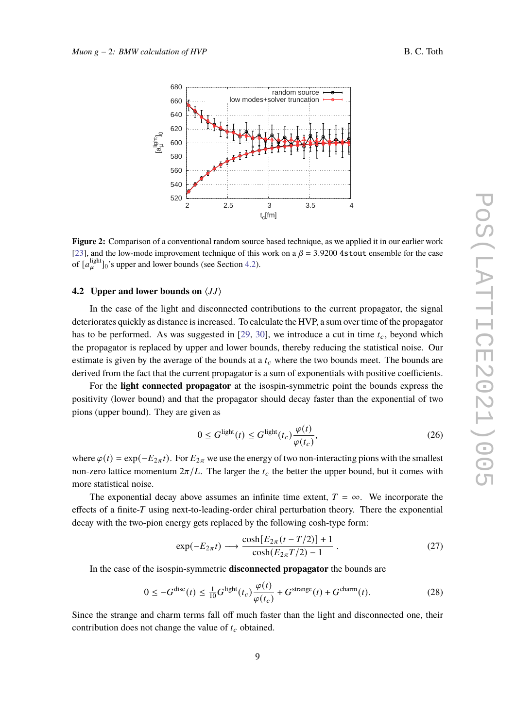**Figure 2:** Comparison of a conventional random source based technique, as we applied it in our earlier work [23], and the low-mode improvement technique of this work on a $\beta = 3.9200$ `4stout` ensemble for the case of $[a_\mu^{\text{light}}]_0$'s upper and lower bounds (see Section 4.2).

### 4.2 Upper and lower bounds on $\langle JJ \rangle$

In the case of the light and disconnected contributions to the current propagator, the signal deteriorates quickly as distance is increased. To calculate the HVP, a sum over time of the propagator has to be performed. As was suggested in [29, 30], we introduce a cut in time $t_c$, beyond which the propagator is replaced by upper and lower bounds, thereby reducing the statistical noise. Our estimate is given by the average of the bounds at a $t_c$ where the two bounds meet. The bounds are derived from the fact that the current propagator is a sum of exponentials with positive coefficients.

For the **light connected propagator** at the isospin-symmetric point the bounds express the positivity (lower bound) and that the propagator should decay faster than the exponential of two pions (upper bound). They are given as

$$0 \leq G^{\text{light}}(t) \leq G^{\text{light}}(t_c)\frac{\varphi(t)}{\varphi(t_c)}, \tag{26}$$

where $\varphi(t) = \exp(-E_{2\pi}t)$. For $E_{2\pi}$ we use the energy of two non-interacting pions with the smallest non-zero lattice momentum $2\pi/L$. The larger the $t_c$ the better the upper bound, but it comes with more statistical noise.

The exponential decay above assumes an infinite time extent, $T = \infty$. We incorporate the effects of a finite-$T$ using next-to-leading-order chiral perturbation theory. There the exponential decay with the two-pion energy gets replaced by the following cosh-type form:

$$\exp(-E_{2\pi}t) \longrightarrow \frac{\cosh[E_{2\pi}(t - T/2)] + 1}{\cosh(E_{2\pi}T/2) - 1}\ . \tag{27}$$

In the case of the isospin-symmetric **disconnected propagator** the bounds are

$$0 \leq -G^{\text{disc}}(t) \leq \tfrac{1}{10}G^{\text{light}}(t_c)\frac{\varphi(t)}{\varphi(t_c)} + G^{\text{strange}}(t) + G^{\text{charm}}(t). \tag{28}$$

Since the strange and charm terms fall off much faster than the light and disconnected one, their contribution does not change the value of $t_c$ obtained.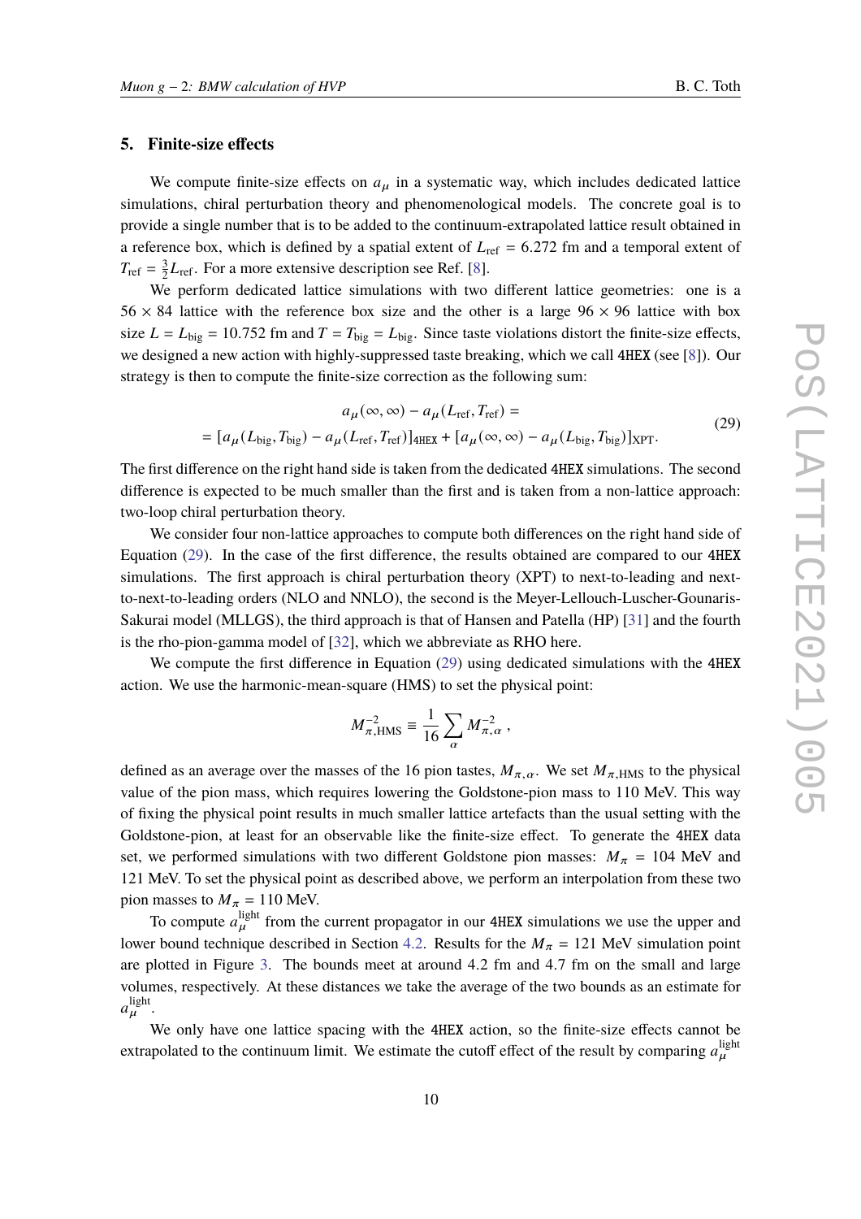## 5. Finite-size effects

We compute finite-size effects on $a_\mu$ in a systematic way, which includes dedicated lattice simulations, chiral perturbation theory and phenomenological models. The concrete goal is to provide a single number that is to be added to the continuum-extrapolated lattice result obtained in a reference box, which is defined by a spatial extent of $L_{\rm ref} = 6.272$ fm and a temporal extent of $T_{\rm ref} = \frac{3}{2}L_{\rm ref}$. For a more extensive description see Ref. [8].

We perform dedicated lattice simulations with two different lattice geometries: one is a $56 \times 84$ lattice with the reference box size and the other is a large $96 \times 96$ lattice with box size $L = L_{\rm big} = 10.752$ fm and $T = T_{\rm big} = L_{\rm big}$. Since taste violations distort the finite-size effects, we designed a new action with highly-suppressed taste breaking, which we call 4HEX (see [8]). Our strategy is then to compute the finite-size correction as the following sum:

$$
\begin{aligned}
&a_\mu(\infty,\infty) - a_\mu(L_{\rm ref}, T_{\rm ref}) = \\
&= [a_\mu(L_{\rm big}, T_{\rm big}) - a_\mu(L_{\rm ref}, T_{\rm ref})]_{\tt 4HEX} + [a_\mu(\infty,\infty) - a_\mu(L_{\rm big}, T_{\rm big})]_{\rm XPT}.
\end{aligned}
\tag{29}
$$

The first difference on the right hand side is taken from the dedicated 4HEX simulations. The second difference is expected to be much smaller than the first and is taken from a non-lattice approach: two-loop chiral perturbation theory.

We consider four non-lattice approaches to compute both differences on the right hand side of Equation (29). In the case of the first difference, the results obtained are compared to our 4HEX simulations. The first approach is chiral perturbation theory (XPT) to next-to-leading and next-to-next-to-leading orders (NLO and NNLO), the second is the Meyer-Lellouch-Luscher-Gounaris-Sakurai model (MLLGS), the third approach is that of Hansen and Patella (HP) [31] and the fourth is the rho-pion-gamma model of [32], which we abbreviate as RHO here.

We compute the first difference in Equation (29) using dedicated simulations with the 4HEX action. We use the harmonic-mean-square (HMS) to set the physical point:

$$
M_{\pi,\rm HMS}^{-2} \equiv \frac{1}{16}\sum_\alpha M_{\pi,\alpha}^{-2} \,,
$$

defined as an average over the masses of the 16 pion tastes, $M_{\pi,\alpha}$. We set $M_{\pi,\rm HMS}$ to the physical value of the pion mass, which requires lowering the Goldstone-pion mass to 110 MeV. This way of fixing the physical point results in much smaller lattice artefacts than the usual setting with the Goldstone-pion, at least for an observable like the finite-size effect. To generate the 4HEX data set, we performed simulations with two different Goldstone pion masses: $M_\pi = 104$ MeV and 121 MeV. To set the physical point as described above, we perform an interpolation from these two pion masses to $M_\pi = 110$ MeV.

To compute $a_\mu^{\rm light}$ from the current propagator in our 4HEX simulations we use the upper and lower bound technique described in Section 4.2. Results for the $M_\pi = 121$ MeV simulation point are plotted in Figure 3. The bounds meet at around 4.2 fm and 4.7 fm on the small and large volumes, respectively. At these distances we take the average of the two bounds as an estimate for $a_\mu^{\rm light}$.

We only have one lattice spacing with the 4HEX action, so the finite-size effects cannot be extrapolated to the continuum limit. We estimate the cutoff effect of the result by comparing $a_\mu^{\rm light}$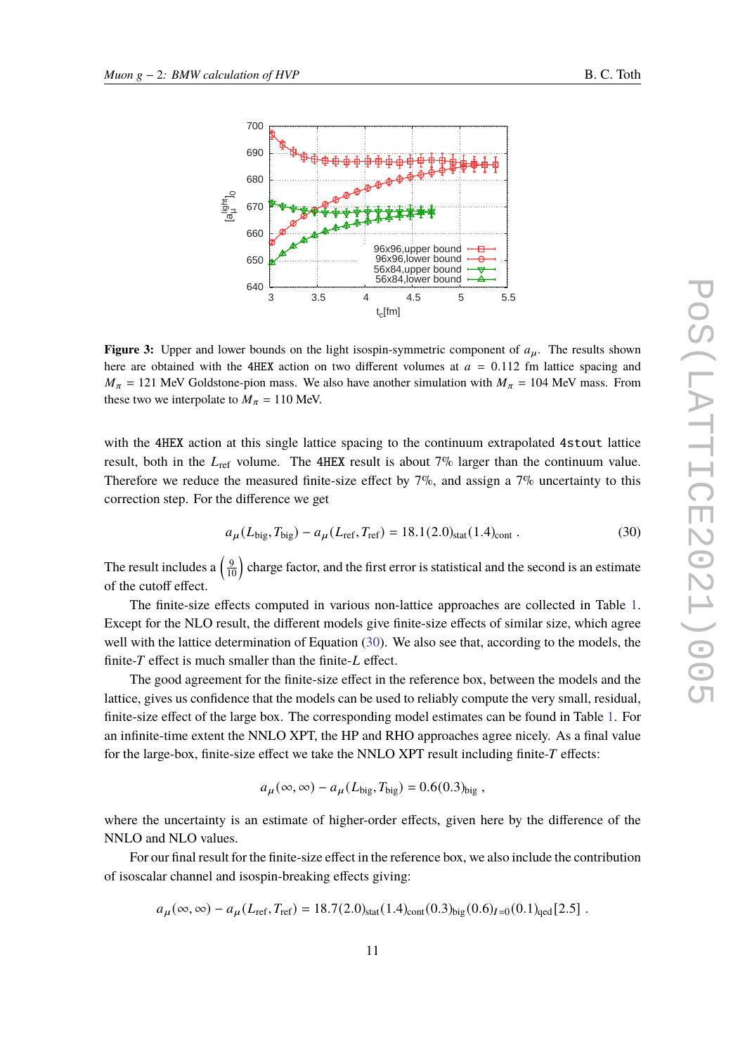**Figure 3:** Upper and lower bounds on the light isospin-symmetric component of $a_\mu$. The results shown here are obtained with the 4HEX action on two different volumes at $a = 0.112$ fm lattice spacing and $M_\pi = 121$ MeV Goldstone-pion mass. We also have another simulation with $M_\pi = 104$ MeV mass. From these two we interpolate to $M_\pi = 110$ MeV.

with the 4HEX action at this single lattice spacing to the continuum extrapolated 4stout lattice result, both in the $L_{\text{ref}}$ volume. The 4HEX result is about 7% larger than the continuum value. Therefore we reduce the measured finite-size effect by 7%, and assign a 7% uncertainty to this correction step. For the difference we get

$$a_\mu(L_{\text{big}}, T_{\text{big}}) - a_\mu(L_{\text{ref}}, T_{\text{ref}}) = 18.1(2.0)_{\text{stat}}(1.4)_{\text{cont}} \,. \tag{30}$$

The result includes a $\left(\frac{9}{10}\right)$ charge factor, and the first error is statistical and the second is an estimate of the cutoff effect.

The finite-size effects computed in various non-lattice approaches are collected in Table 1. Except for the NLO result, the different models give finite-size effects of similar size, which agree well with the lattice determination of Equation (30). We also see that, according to the models, the finite-$T$ effect is much smaller than the finite-$L$ effect.

The good agreement for the finite-size effect in the reference box, between the models and the lattice, gives us confidence that the models can be used to reliably compute the very small, residual, finite-size effect of the large box. The corresponding model estimates can be found in Table 1. For an infinite-time extent the NNLO XPT, the HP and RHO approaches agree nicely. As a final value for the large-box, finite-size effect we take the NNLO XPT result including finite-$T$ effects:

$$a_\mu(\infty, \infty) - a_\mu(L_{\text{big}}, T_{\text{big}}) = 0.6(0.3)_{\text{big}} \,,$$

where the uncertainty is an estimate of higher-order effects, given here by the difference of the NNLO and NLO values.

For our final result for the finite-size effect in the reference box, we also include the contribution of isoscalar channel and isospin-breaking effects giving:

$$a_\mu(\infty, \infty) - a_\mu(L_{\text{ref}}, T_{\text{ref}}) = 18.7(2.0)_{\text{stat}}(1.4)_{\text{cont}}(0.3)_{\text{big}}(0.6)_{I=0}(0.1)_{\text{qed}}[2.5] \,.$$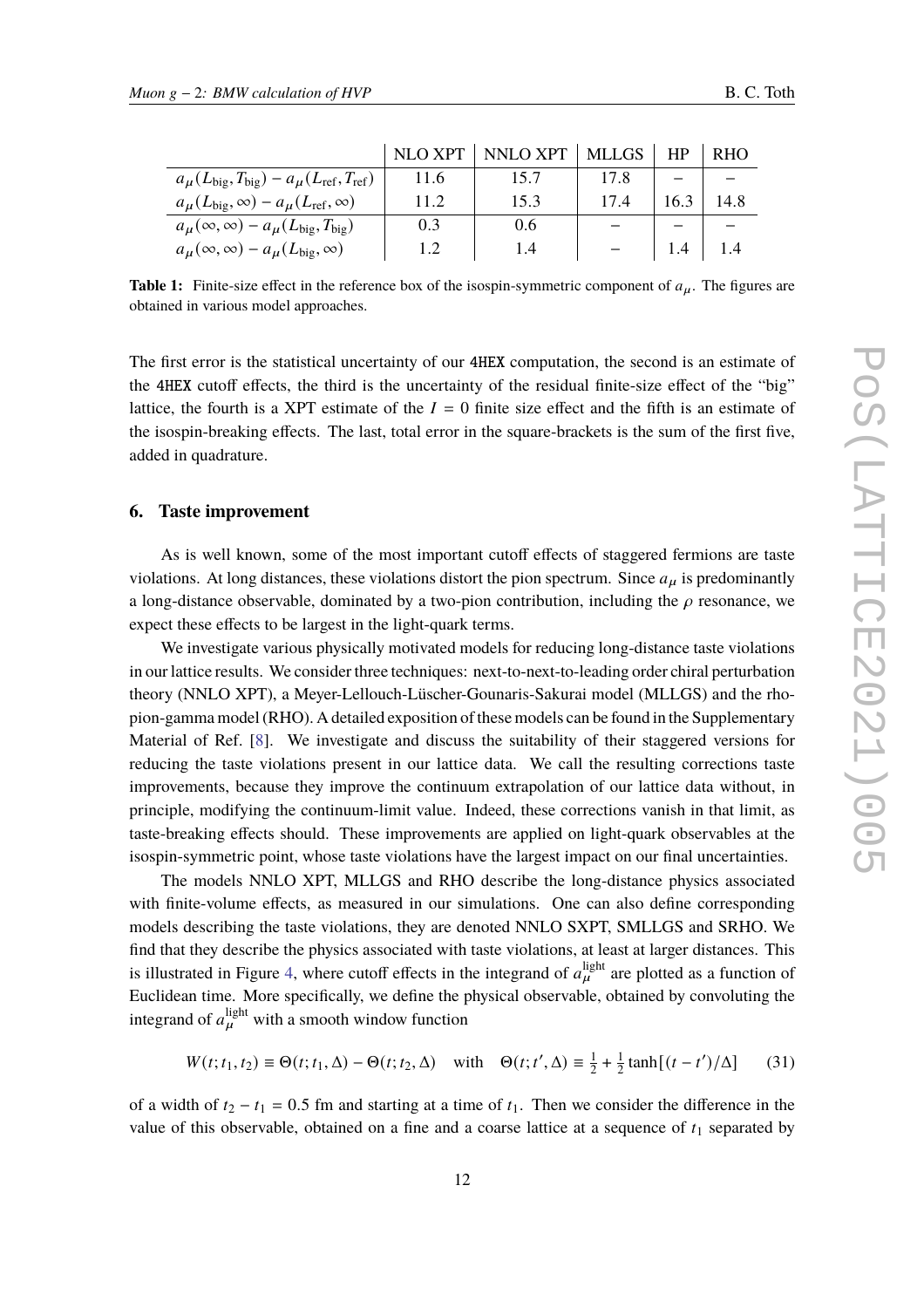|  | NLO XPT | NNLO XPT | MLLGS | HP | RHO |
|---|---|---|---|---|---|
| $a_\mu(L_{\rm big}, T_{\rm big}) - a_\mu(L_{\rm ref}, T_{\rm ref})$ | 11.6 | 15.7 | 17.8 | – | – |
| $a_\mu(L_{\rm big}, \infty) - a_\mu(L_{\rm ref}, \infty)$ | 11.2 | 15.3 | 17.4 | 16.3 | 14.8 |
| $a_\mu(\infty, \infty) - a_\mu(L_{\rm big}, T_{\rm big})$ | 0.3 | 0.6 | – | – | – |
| $a_\mu(\infty, \infty) - a_\mu(L_{\rm big}, \infty)$ | 1.2 | 1.4 | – | 1.4 | 1.4 |

**Table 1:** Finite-size effect in the reference box of the isospin-symmetric component of $a_\mu$. The figures are obtained in various model approaches.

The first error is the statistical uncertainty of our 4HEX computation, the second is an estimate of the 4HEX cutoff effects, the third is the uncertainty of the residual finite-size effect of the "big" lattice, the fourth is a XPT estimate of the $I = 0$ finite size effect and the fifth is an estimate of the isospin-breaking effects. The last, total error in the square-brackets is the sum of the first five, added in quadrature.

## 6. Taste improvement

As is well known, some of the most important cutoff effects of staggered fermions are taste violations. At long distances, these violations distort the pion spectrum. Since $a_\mu$ is predominantly a long-distance observable, dominated by a two-pion contribution, including the $\rho$ resonance, we expect these effects to be largest in the light-quark terms.

We investigate various physically motivated models for reducing long-distance taste violations in our lattice results. We consider three techniques: next-to-next-to-leading order chiral perturbation theory (NNLO XPT), a Meyer-Lellouch-Lüscher-Gounaris-Sakurai model (MLLGS) and the rho-pion-gamma model (RHO). A detailed exposition of these models can be found in the Supplementary Material of Ref. [8]. We investigate and discuss the suitability of their staggered versions for reducing the taste violations present in our lattice data. We call the resulting corrections taste improvements, because they improve the continuum extrapolation of our lattice data without, in principle, modifying the continuum-limit value. Indeed, these corrections vanish in that limit, as taste-breaking effects should. These improvements are applied on light-quark observables at the isospin-symmetric point, whose taste violations have the largest impact on our final uncertainties.

The models NNLO XPT, MLLGS and RHO describe the long-distance physics associated with finite-volume effects, as measured in our simulations. One can also define corresponding models describing the taste violations, they are denoted NNLO SXPT, SMLLGS and SRHO. We find that they describe the physics associated with taste violations, at least at larger distances. This is illustrated in Figure 4, where cutoff effects in the integrand of $a_\mu^{\rm light}$ are plotted as a function of Euclidean time. More specifically, we define the physical observable, obtained by convoluting the integrand of $a_\mu^{\rm light}$ with a smooth window function

$$W(t; t_1, t_2) \equiv \Theta(t; t_1, \Delta) - \Theta(t; t_2, \Delta) \quad \text{with} \quad \Theta(t; t', \Delta) \equiv \tfrac{1}{2} + \tfrac{1}{2}\tanh[(t - t')/\Delta] \tag{31}$$

of a width of $t_2 - t_1 = 0.5$ fm and starting at a time of $t_1$. Then we consider the difference in the value of this observable, obtained on a fine and a coarse lattice at a sequence of $t_1$ separated by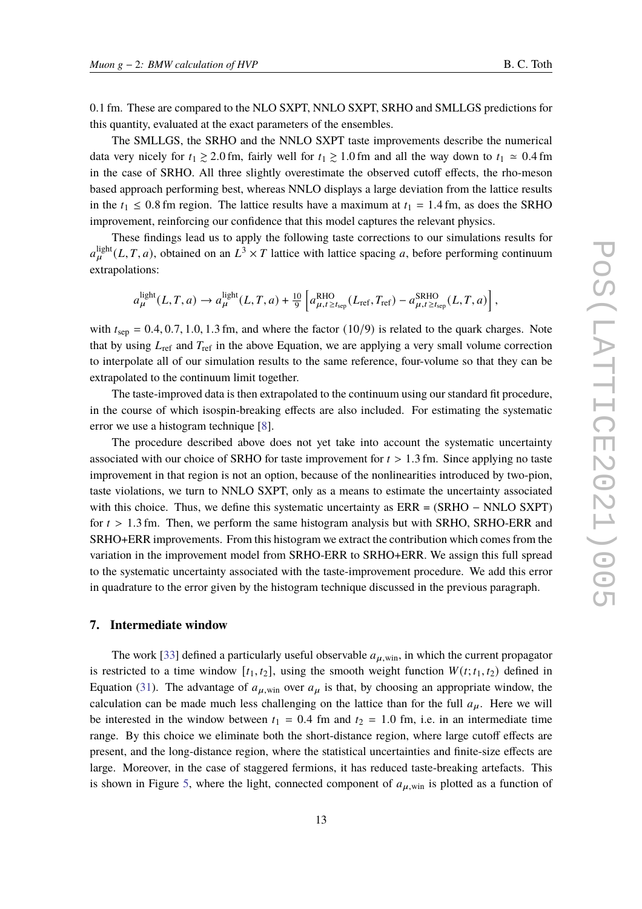0.1 fm. These are compared to the NLO SXPT, NNLO SXPT, SRHO and SMLLGS predictions for this quantity, evaluated at the exact parameters of the ensembles.

The SMLLGS, the SRHO and the NNLO SXPT taste improvements describe the numerical data very nicely for $t_1 \gtrsim 2.0$ fm, fairly well for $t_1 \gtrsim 1.0$ fm and all the way down to $t_1 \simeq 0.4$ fm in the case of SRHO. All three slightly overestimate the observed cutoff effects, the rho-meson based approach performing best, whereas NNLO displays a large deviation from the lattice results in the $t_1 \leq 0.8$ fm region. The lattice results have a maximum at $t_1 = 1.4$ fm, as does the SRHO improvement, reinforcing our confidence that this model captures the relevant physics.

These findings lead us to apply the following taste corrections to our simulations results for $a_\mu^{\text{light}}(L, T, a)$, obtained on an $L^3 \times T$ lattice with lattice spacing $a$, before performing continuum extrapolations:

$$a_\mu^{\text{light}}(L, T, a) \to a_\mu^{\text{light}}(L, T, a) + \tfrac{10}{9} \left[ a_{\mu, t \geq t_{\text{sep}}}^{\text{RHO}}(L_{\text{ref}}, T_{\text{ref}}) - a_{\mu, t \geq t_{\text{sep}}}^{\text{SRHO}}(L, T, a) \right],$$

with $t_{\text{sep}} = 0.4, 0.7, 1.0, 1.3$ fm, and where the factor $(10/9)$ is related to the quark charges. Note that by using $L_{\text{ref}}$ and $T_{\text{ref}}$ in the above Equation, we are applying a very small volume correction to interpolate all of our simulation results to the same reference, four-volume so that they can be extrapolated to the continuum limit together.

The taste-improved data is then extrapolated to the continuum using our standard fit procedure, in the course of which isospin-breaking effects are also included. For estimating the systematic error we use a histogram technique [8].

The procedure described above does not yet take into account the systematic uncertainty associated with our choice of SRHO for taste improvement for $t > 1.3$ fm. Since applying no taste improvement in that region is not an option, because of the nonlinearities introduced by two-pion, taste violations, we turn to NNLO SXPT, only as a means to estimate the uncertainty associated with this choice. Thus, we define this systematic uncertainty as ERR = (SRHO − NNLO SXPT) for $t > 1.3$ fm. Then, we perform the same histogram analysis but with SRHO, SRHO-ERR and SRHO+ERR improvements. From this histogram we extract the contribution which comes from the variation in the improvement model from SRHO-ERR to SRHO+ERR. We assign this full spread to the systematic uncertainty associated with the taste-improvement procedure. We add this error in quadrature to the error given by the histogram technique discussed in the previous paragraph.

## 7. Intermediate window

The work [33] defined a particularly useful observable $a_{\mu,\text{win}}$, in which the current propagator is restricted to a time window $[t_1, t_2]$, using the smooth weight function $W(t; t_1, t_2)$ defined in Equation (31). The advantage of $a_{\mu,\text{win}}$ over $a_\mu$ is that, by choosing an appropriate window, the calculation can be made much less challenging on the lattice than for the full $a_\mu$. Here we will be interested in the window between $t_1 = 0.4$ fm and $t_2 = 1.0$ fm, i.e. in an intermediate time range. By this choice we eliminate both the short-distance region, where large cutoff effects are present, and the long-distance region, where the statistical uncertainties and finite-size effects are large. Moreover, in the case of staggered fermions, it has reduced taste-breaking artefacts. This is shown in Figure 5, where the light, connected component of $a_{\mu,\text{win}}$ is plotted as a function of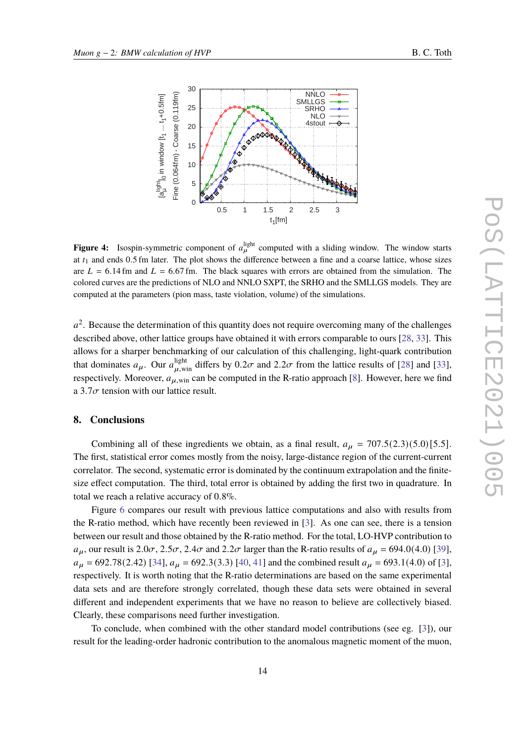**Figure 4:** Isospin-symmetric component of $a_\mu^{\rm light}$ computed with a sliding window. The window starts at $t_1$ and ends 0.5 fm later. The plot shows the difference between a fine and a coarse lattice, whose sizes are $L = 6.14$ fm and $L = 6.67$ fm. The black squares with errors are obtained from the simulation. The colored curves are the predictions of NLO and NNLO SXPT, the SRHO and the SMLLGS models. They are computed at the parameters (pion mass, taste violation, volume) of the simulations.

$a^2$. Because the determination of this quantity does not require overcoming many of the challenges described above, other lattice groups have obtained it with errors comparable to ours [28, 33]. This allows for a sharper benchmarking of our calculation of this challenging, light-quark contribution that dominates $a_\mu$. Our $a_{\mu,\rm win}^{\rm light}$ differs by $0.2\sigma$ and $2.2\sigma$ from the lattice results of [28] and [33], respectively. Moreover, $a_{\mu,\rm win}$ can be computed in the R-ratio approach [8]. However, here we find a $3.7\sigma$ tension with our lattice result.

## 8. Conclusions

Combining all of these ingredients we obtain, as a final result, $a_\mu = 707.5(2.3)(5.0)[5.5]$. The first, statistical error comes mostly from the noisy, large-distance region of the current-current correlator. The second, systematic error is dominated by the continuum extrapolation and the finite-size effect computation. The third, total error is obtained by adding the first two in quadrature. In total we reach a relative accuracy of 0.8%.

Figure 6 compares our result with previous lattice computations and also with results from the R-ratio method, which have recently been reviewed in [3]. As one can see, there is a tension between our result and those obtained by the R-ratio method. For the total, LO-HVP contribution to $a_\mu$, our result is $2.0\sigma$, $2.5\sigma$, $2.4\sigma$ and $2.2\sigma$ larger than the R-ratio results of $a_\mu = 694.0(4.0)$ [39], $a_\mu = 692.78(2.42)$ [34], $a_\mu = 692.3(3.3)$ [40, 41] and the combined result $a_\mu = 693.1(4.0)$ of [3], respectively. It is worth noting that the R-ratio determinations are based on the same experimental data sets and are therefore strongly correlated, though these data sets were obtained in several different and independent experiments that we have no reason to believe are collectively biased. Clearly, these comparisons need further investigation.

To conclude, when combined with the other standard model contributions (see eg. [3]), our result for the leading-order hadronic contribution to the anomalous magnetic moment of the muon,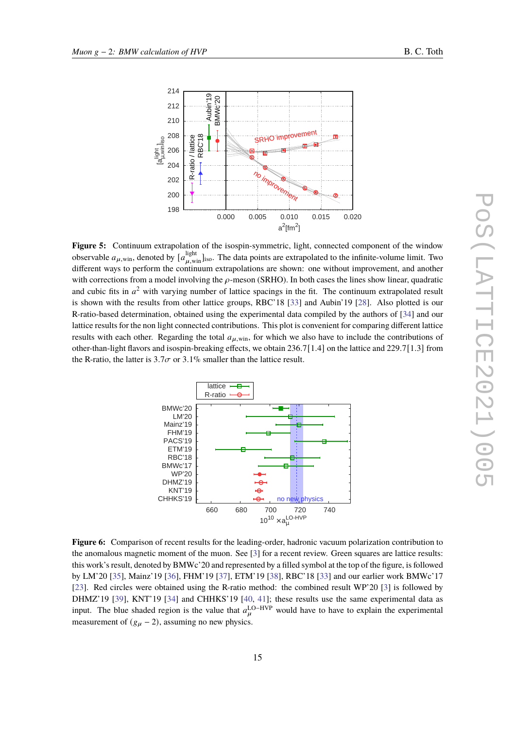**Figure 5:** Continuum extrapolation of the isospin-symmetric, light, connected component of the window observable $a_{\mu,\text{win}}$, denoted by $[a^{\text{light}}_{\mu,\text{win}}]_{\text{iso}}$. The data points are extrapolated to the infinite-volume limit. Two different ways to perform the continuum extrapolations are shown: one without improvement, and another with corrections from a model involving the $\rho$-meson (SRHO). In both cases the lines show linear, quadratic and cubic fits in $a^2$ with varying number of lattice spacings in the fit. The continuum extrapolated result is shown with the results from other lattice groups, RBC'18 [33] and Aubin'19 [28]. Also plotted is our R-ratio-based determination, obtained using the experimental data compiled by the authors of [34] and our lattice results for the non light connected contributions. This plot is convenient for comparing different lattice results with each other. Regarding the total $a_{\mu,\text{win}}$, for which we also have to include the contributions of other-than-light flavors and isospin-breaking effects, we obtain 236.7[1.4] on the lattice and 229.7[1.3] from the R-ratio, the latter is $3.7\sigma$ or 3.1% smaller than the lattice result.

**Figure 6:** Comparison of recent results for the leading-order, hadronic vacuum polarization contribution to the anomalous magnetic moment of the muon. See [3] for a recent review. Green squares are lattice results: this work's result, denoted by BMWc'20 and represented by a filled symbol at the top of the figure, is followed by LM'20 [35], Mainz'19 [36], FHM'19 [37], ETM'19 [38], RBC'18 [33] and our earlier work BMWc'17 [23]. Red circles were obtained using the R-ratio method: the combined result WP'20 [3] is followed by DHMZ'19 [39], KNT'19 [34] and CHHKS'19 [40, 41]; these results use the same experimental data as input. The blue shaded region is the value that $a^{\text{LO-HVP}}_{\mu}$ would have to have to explain the experimental measurement of $(g_{\mu} - 2)$, assuming no new physics.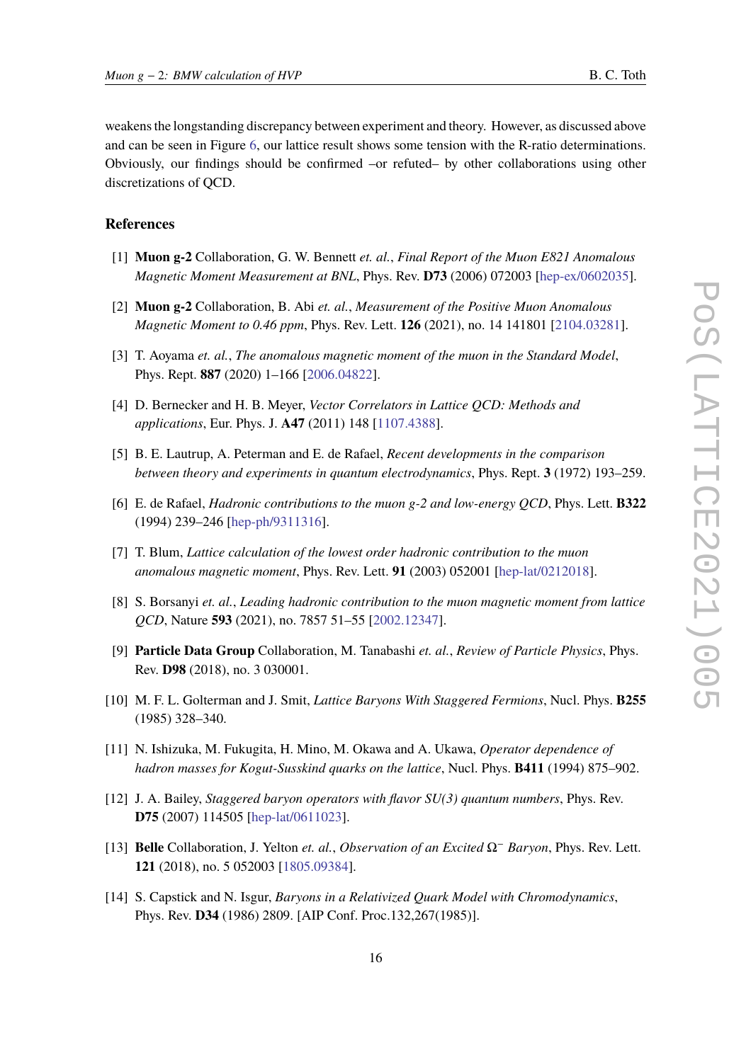weakens the longstanding discrepancy between experiment and theory. However, as discussed above and can be seen in Figure 6, our lattice result shows some tension with the R-ratio determinations. Obviously, our findings should be confirmed –or refuted– by other collaborations using other discretizations of QCD.

## References

[1] **Muon g-2** Collaboration, G. W. Bennett *et. al.*, *Final Report of the Muon E821 Anomalous Magnetic Moment Measurement at BNL*, Phys. Rev. **D73** (2006) 072003 [hep-ex/0602035].

[2] **Muon g-2** Collaboration, B. Abi *et. al.*, *Measurement of the Positive Muon Anomalous Magnetic Moment to 0.46 ppm*, Phys. Rev. Lett. **126** (2021), no. 14 141801 [2104.03281].

[3] T. Aoyama *et. al.*, *The anomalous magnetic moment of the muon in the Standard Model*, Phys. Rept. **887** (2020) 1–166 [2006.04822].

[4] D. Bernecker and H. B. Meyer, *Vector Correlators in Lattice QCD: Methods and applications*, Eur. Phys. J. **A47** (2011) 148 [1107.4388].

[5] B. E. Lautrup, A. Peterman and E. de Rafael, *Recent developments in the comparison between theory and experiments in quantum electrodynamics*, Phys. Rept. **3** (1972) 193–259.

[6] E. de Rafael, *Hadronic contributions to the muon g-2 and low-energy QCD*, Phys. Lett. **B322** (1994) 239–246 [hep-ph/9311316].

[7] T. Blum, *Lattice calculation of the lowest order hadronic contribution to the muon anomalous magnetic moment*, Phys. Rev. Lett. **91** (2003) 052001 [hep-lat/0212018].

[8] S. Borsanyi *et. al.*, *Leading hadronic contribution to the muon magnetic moment from lattice QCD*, Nature **593** (2021), no. 7857 51–55 [2002.12347].

[9] **Particle Data Group** Collaboration, M. Tanabashi *et. al.*, *Review of Particle Physics*, Phys. Rev. **D98** (2018), no. 3 030001.

[10] M. F. L. Golterman and J. Smit, *Lattice Baryons With Staggered Fermions*, Nucl. Phys. **B255** (1985) 328–340.

[11] N. Ishizuka, M. Fukugita, H. Mino, M. Okawa and A. Ukawa, *Operator dependence of hadron masses for Kogut-Susskind quarks on the lattice*, Nucl. Phys. **B411** (1994) 875–902.

[12] J. A. Bailey, *Staggered baryon operators with flavor SU(3) quantum numbers*, Phys. Rev. **D75** (2007) 114505 [hep-lat/0611023].

[13] **Belle** Collaboration, J. Yelton *et. al.*, *Observation of an Excited $\Omega^-$ Baryon*, Phys. Rev. Lett. **121** (2018), no. 5 052003 [1805.09384].

[14] S. Capstick and N. Isgur, *Baryons in a Relativized Quark Model with Chromodynamics*, Phys. Rev. **D34** (1986) 2809. [AIP Conf. Proc.132,267(1985)].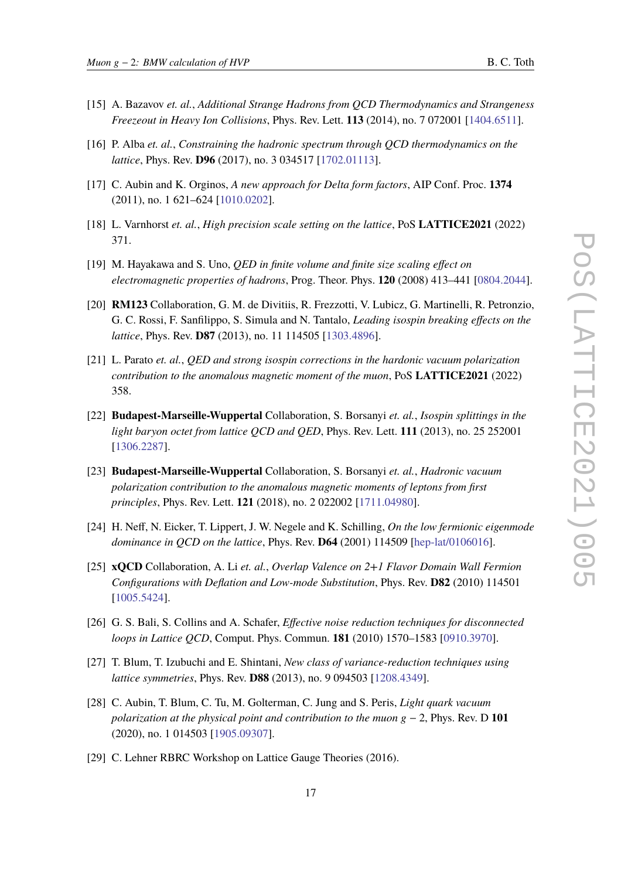[15] A. Bazavov *et. al.*, *Additional Strange Hadrons from QCD Thermodynamics and Strangeness Freezeout in Heavy Ion Collisions*, Phys. Rev. Lett. **113** (2014), no. 7 072001 [1404.6511].

[16] P. Alba *et. al.*, *Constraining the hadronic spectrum through QCD thermodynamics on the lattice*, Phys. Rev. **D96** (2017), no. 3 034517 [1702.01113].

[17] C. Aubin and K. Orginos, *A new approach for Delta form factors*, AIP Conf. Proc. **1374** (2011), no. 1 621–624 [1010.0202].

[18] L. Varnhorst *et. al.*, *High precision scale setting on the lattice*, PoS **LATTICE2021** (2022) 371.

[19] M. Hayakawa and S. Uno, *QED in finite volume and finite size scaling effect on electromagnetic properties of hadrons*, Prog. Theor. Phys. **120** (2008) 413–441 [0804.2044].

[20] **RM123** Collaboration, G. M. de Divitiis, R. Frezzotti, V. Lubicz, G. Martinelli, R. Petronzio, G. C. Rossi, F. Sanfilippo, S. Simula and N. Tantalo, *Leading isospin breaking effects on the lattice*, Phys. Rev. **D87** (2013), no. 11 114505 [1303.4896].

[21] L. Parato *et. al.*, *QED and strong isospin corrections in the hardonic vacuum polarization contribution to the anomalous magnetic moment of the muon*, PoS **LATTICE2021** (2022) 358.

[22] **Budapest-Marseille-Wuppertal** Collaboration, S. Borsanyi *et. al.*, *Isospin splittings in the light baryon octet from lattice QCD and QED*, Phys. Rev. Lett. **111** (2013), no. 25 252001 [1306.2287].

[23] **Budapest-Marseille-Wuppertal** Collaboration, S. Borsanyi *et. al.*, *Hadronic vacuum polarization contribution to the anomalous magnetic moments of leptons from first principles*, Phys. Rev. Lett. **121** (2018), no. 2 022002 [1711.04980].

[24] H. Neff, N. Eicker, T. Lippert, J. W. Negele and K. Schilling, *On the low fermionic eigenmode dominance in QCD on the lattice*, Phys. Rev. **D64** (2001) 114509 [hep-lat/0106016].

[25] **χQCD** Collaboration, A. Li *et. al.*, *Overlap Valence on 2+1 Flavor Domain Wall Fermion Configurations with Deflation and Low-mode Substitution*, Phys. Rev. **D82** (2010) 114501 [1005.5424].

[26] G. S. Bali, S. Collins and A. Schafer, *Effective noise reduction techniques for disconnected loops in Lattice QCD*, Comput. Phys. Commun. **181** (2010) 1570–1583 [0910.3970].

[27] T. Blum, T. Izubuchi and E. Shintani, *New class of variance-reduction techniques using lattice symmetries*, Phys. Rev. **D88** (2013), no. 9 094503 [1208.4349].

[28] C. Aubin, T. Blum, C. Tu, M. Golterman, C. Jung and S. Peris, *Light quark vacuum polarization at the physical point and contribution to the muon $g - 2$*, Phys. Rev. D **101** (2020), no. 1 014503 [1905.09307].

[29] C. Lehner RBRC Workshop on Lattice Gauge Theories (2016).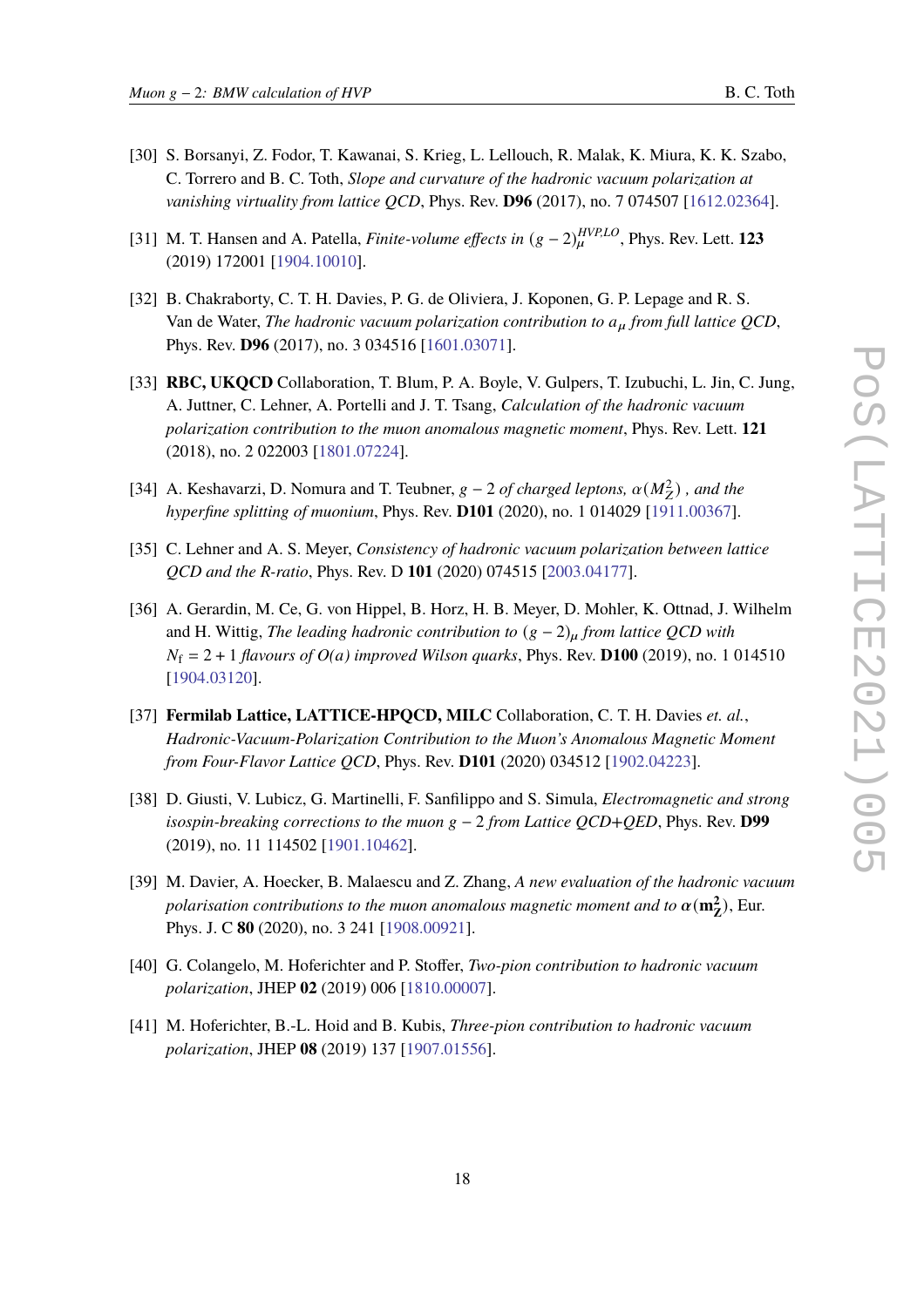[30] S. Borsanyi, Z. Fodor, T. Kawanai, S. Krieg, L. Lellouch, R. Malak, K. Miura, K. K. Szabo, C. Torrero and B. C. Toth, *Slope and curvature of the hadronic vacuum polarization at vanishing virtuality from lattice QCD*, Phys. Rev. **D96** (2017), no. 7 074507 [1612.02364].

[31] M. T. Hansen and A. Patella, *Finite-volume effects in* $(g-2)_\mu^{HVP,LO}$, Phys. Rev. Lett. **123** (2019) 172001 [1904.10010].

[32] B. Chakraborty, C. T. H. Davies, P. G. de Oliviera, J. Koponen, G. P. Lepage and R. S. Van de Water, *The hadronic vacuum polarization contribution to* $a_\mu$ *from full lattice QCD*, Phys. Rev. **D96** (2017), no. 3 034516 [1601.03071].

[33] **RBC, UKQCD** Collaboration, T. Blum, P. A. Boyle, V. Gulpers, T. Izubuchi, L. Jin, C. Jung, A. Juttner, C. Lehner, A. Portelli and J. T. Tsang, *Calculation of the hadronic vacuum polarization contribution to the muon anomalous magnetic moment*, Phys. Rev. Lett. **121** (2018), no. 2 022003 [1801.07224].

[34] A. Keshavarzi, D. Nomura and T. Teubner, *$g-2$ of charged leptons, $\alpha(M_Z^2)$ , and the hyperfine splitting of muonium*, Phys. Rev. **D101** (2020), no. 1 014029 [1911.00367].

[35] C. Lehner and A. S. Meyer, *Consistency of hadronic vacuum polarization between lattice QCD and the R-ratio*, Phys. Rev. D **101** (2020) 074515 [2003.04177].

[36] A. Gerardin, M. Ce, G. von Hippel, B. Horz, H. B. Meyer, D. Mohler, K. Ottnad, J. Wilhelm and H. Wittig, *The leading hadronic contribution to* $(g-2)_\mu$ *from lattice QCD with* $N_f = 2+1$ *flavours of O(a) improved Wilson quarks*, Phys. Rev. **D100** (2019), no. 1 014510 [1904.03120].

[37] **Fermilab Lattice, LATTICE-HPQCD, MILC** Collaboration, C. T. H. Davies *et. al.*, *Hadronic-Vacuum-Polarization Contribution to the Muon's Anomalous Magnetic Moment from Four-Flavor Lattice QCD*, Phys. Rev. **D101** (2020) 034512 [1902.04223].

[38] D. Giusti, V. Lubicz, G. Martinelli, F. Sanfilippo and S. Simula, *Electromagnetic and strong isospin-breaking corrections to the muon* $g-2$ *from Lattice QCD+QED*, Phys. Rev. **D99** (2019), no. 11 114502 [1901.10462].

[39] M. Davier, A. Hoecker, B. Malaescu and Z. Zhang, *A new evaluation of the hadronic vacuum polarisation contributions to the muon anomalous magnetic moment and to* $\alpha(\mathbf{m_Z^2})$, Eur. Phys. J. C **80** (2020), no. 3 241 [1908.00921].

[40] G. Colangelo, M. Hoferichter and P. Stoffer, *Two-pion contribution to hadronic vacuum polarization*, JHEP **02** (2019) 006 [1810.00007].

[41] M. Hoferichter, B.-L. Hoid and B. Kubis, *Three-pion contribution to hadronic vacuum polarization*, JHEP **08** (2019) 137 [1907.01556].